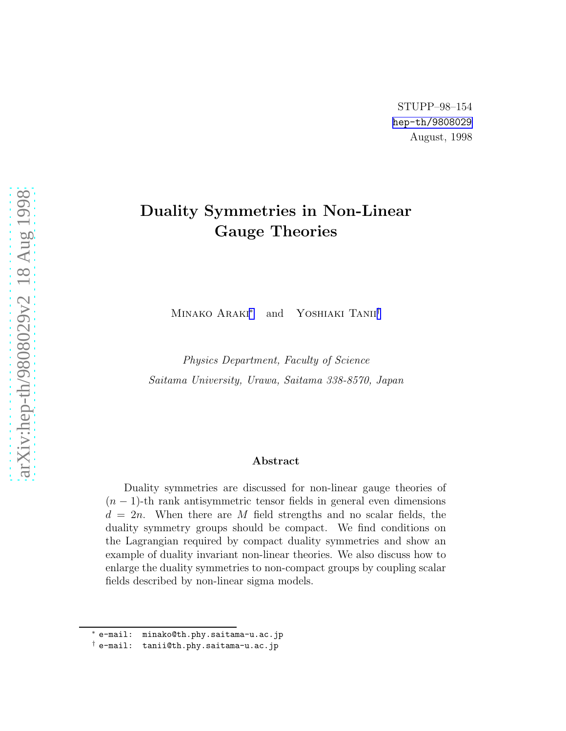STUPP–98–154
hep-th/9808029
August, 1998

# Duality Symmetries in Non-Linear Gauge Theories

Minako Araki* and Yoshiaki Tanii†

*Physics Department, Faculty of Science*
*Saitama University, Urawa, Saitama 338-8570, Japan*

## Abstract

Duality symmetries are discussed for non-linear gauge theories of $(n-1)$-th rank antisymmetric tensor fields in general even dimensions $d = 2n$. When there are $M$ field strengths and no scalar fields, the duality symmetry groups should be compact. We find conditions on the Lagrangian required by compact duality symmetries and show an example of duality invariant non-linear theories. We also discuss how to enlarge the duality symmetries to non-compact groups by coupling scalar fields described by non-linear sigma models.

---

* e-mail: minako@th.phy.saitama-u.ac.jp
† e-mail: tanii@th.phy.saitama-u.ac.jp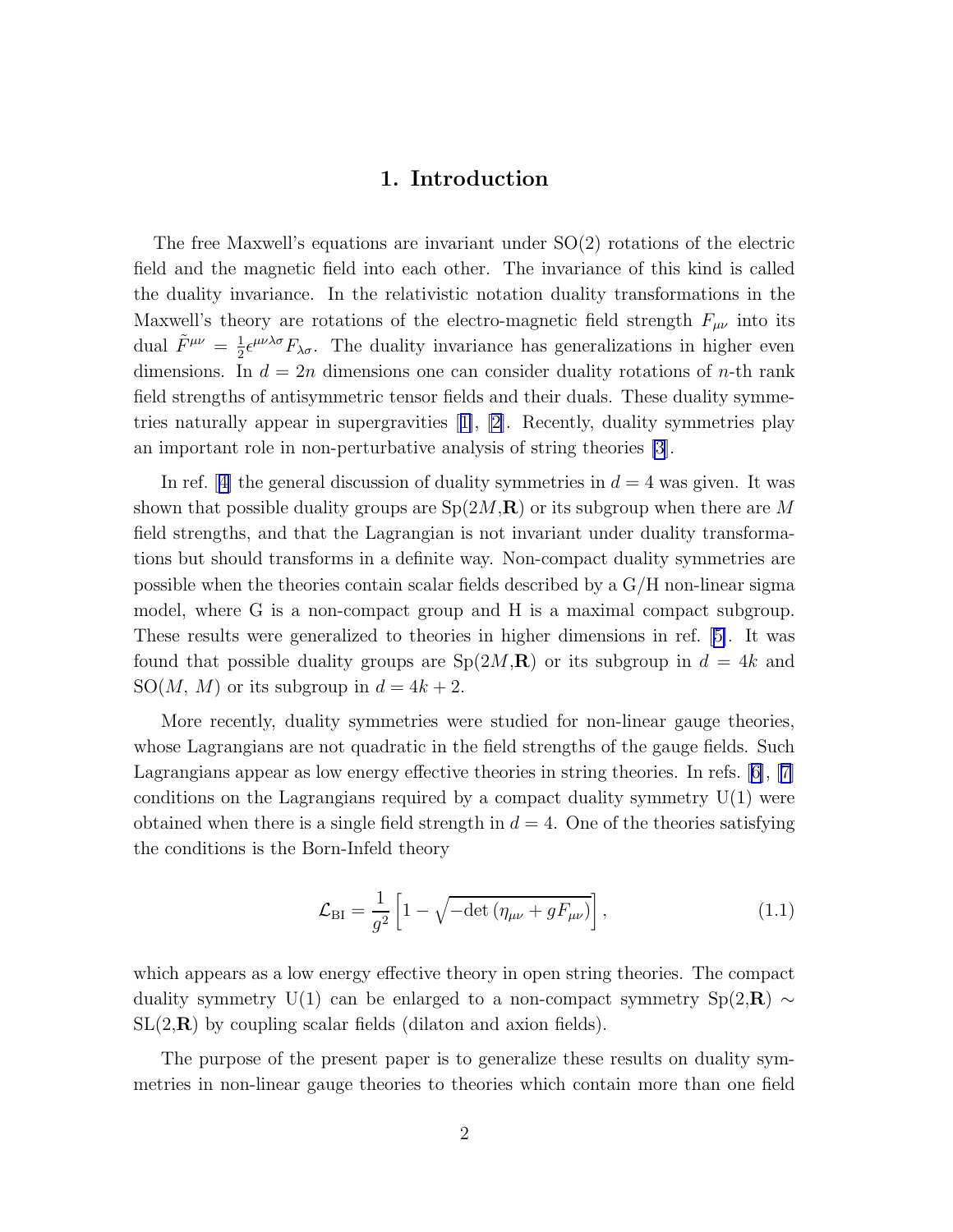## 1. Introduction

The free Maxwell's equations are invariant under SO(2) rotations of the electric field and the magnetic field into each other. The invariance of this kind is called the duality invariance. In the relativistic notation duality transformations in the Maxwell's theory are rotations of the electro-magnetic field strength $F_{\mu\nu}$ into its dual $\tilde{F}^{\mu\nu} = \frac{1}{2}\epsilon^{\mu\nu\lambda\sigma}F_{\lambda\sigma}$. The duality invariance has generalizations in higher even dimensions. In $d = 2n$ dimensions one can consider duality rotations of $n$-th rank field strengths of antisymmetric tensor fields and their duals. These duality symmetries naturally appear in supergravities [1], [2]. Recently, duality symmetries play an important role in non-perturbative analysis of string theories [3].

In ref. [4] the general discussion of duality symmetries in $d = 4$ was given. It was shown that possible duality groups are Sp($2M$,**R**) or its subgroup when there are $M$ field strengths, and that the Lagrangian is not invariant under duality transformations but should transforms in a definite way. Non-compact duality symmetries are possible when the theories contain scalar fields described by a G/H non-linear sigma model, where G is a non-compact group and H is a maximal compact subgroup. These results were generalized to theories in higher dimensions in ref. [5]. It was found that possible duality groups are Sp($2M$,**R**) or its subgroup in $d = 4k$ and SO($M$, $M$) or its subgroup in $d = 4k + 2$.

More recently, duality symmetries were studied for non-linear gauge theories, whose Lagrangians are not quadratic in the field strengths of the gauge fields. Such Lagrangians appear as low energy effective theories in string theories. In refs. [6], [7] conditions on the Lagrangians required by a compact duality symmetry U(1) were obtained when there is a single field strength in $d = 4$. One of the theories satisfying the conditions is the Born-Infeld theory

$$\mathcal{L}_{\mathrm{BI}} = \frac{1}{g^2}\left[1 - \sqrt{-\det\left(\eta_{\mu\nu} + gF_{\mu\nu}\right)}\right], \tag{1.1}$$

which appears as a low energy effective theory in open string theories. The compact duality symmetry U(1) can be enlarged to a non-compact symmetry Sp(2,**R**) $\sim$ SL(2,**R**) by coupling scalar fields (dilaton and axion fields).

The purpose of the present paper is to generalize these results on duality symmetries in non-linear gauge theories to theories which contain more than one field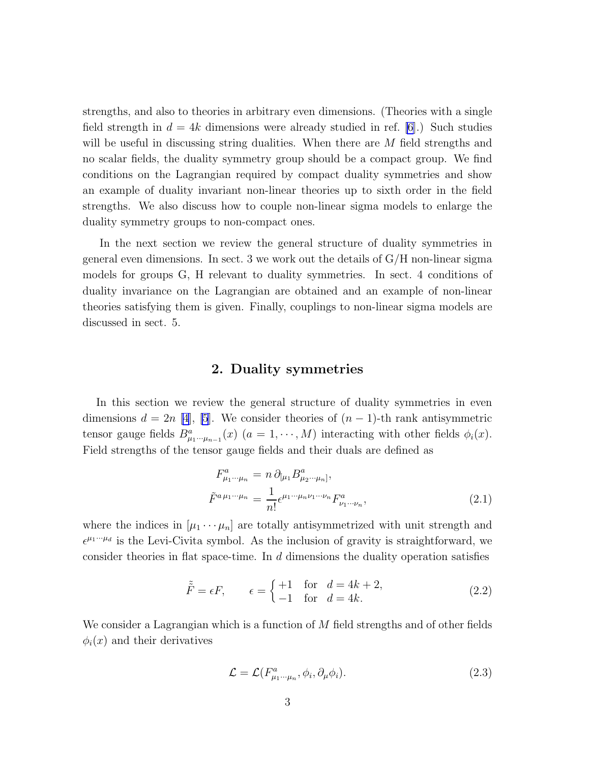strengths, and also to theories in arbitrary even dimensions. (Theories with a single field strength in $d = 4k$ dimensions were already studied in ref. [6].) Such studies will be useful in discussing string dualities. When there are $M$ field strengths and no scalar fields, the duality symmetry group should be a compact group. We find conditions on the Lagrangian required by compact duality symmetries and show an example of duality invariant non-linear theories up to sixth order in the field strengths. We also discuss how to couple non-linear sigma models to enlarge the duality symmetry groups to non-compact ones.

In the next section we review the general structure of duality symmetries in general even dimensions. In sect. 3 we work out the details of G/H non-linear sigma models for groups G, H relevant to duality symmetries. In sect. 4 conditions of duality invariance on the Lagrangian are obtained and an example of non-linear theories satisfying them is given. Finally, couplings to non-linear sigma models are discussed in sect. 5.

## 2. Duality symmetries

In this section we review the general structure of duality symmetries in even dimensions $d = 2n$ [4], [5]. We consider theories of $(n-1)$-th rank antisymmetric tensor gauge fields $B^a_{\mu_1\cdots\mu_{n-1}}(x)$ $(a = 1, \cdots, M)$ interacting with other fields $\phi_i(x)$. Field strengths of the tensor gauge fields and their duals are defined as

$$
\begin{aligned}
F^a_{\mu_1\cdots\mu_n} &= n\, \partial_{[\mu_1} B^a_{\mu_2\cdots\mu_n]}, \\
\tilde{F}^{a\,\mu_1\cdots\mu_n} &= \frac{1}{n!} \epsilon^{\mu_1\cdots\mu_n\nu_1\cdots\nu_n} F^a_{\nu_1\cdots\nu_n},
\end{aligned}
\tag{2.1}
$$

where the indices in $[\mu_1 \cdots \mu_n]$ are totally antisymmetrized with unit strength and $\epsilon^{\mu_1\cdots\mu_d}$ is the Levi-Civita symbol. As the inclusion of gravity is straightforward, we consider theories in flat space-time. In $d$ dimensions the duality operation satisfies

$$
\tilde{\tilde{F}} = \epsilon F, \qquad \epsilon = \begin{cases} +1 & \text{for} \quad d = 4k+2, \\ -1 & \text{for} \quad d = 4k. \end{cases}
\tag{2.2}
$$

We consider a Lagrangian which is a function of $M$ field strengths and of other fields $\phi_i(x)$ and their derivatives

$$
\mathcal{L} = \mathcal{L}(F^a_{\mu_1\cdots\mu_n}, \phi_i, \partial_\mu \phi_i).
\tag{2.3}
$$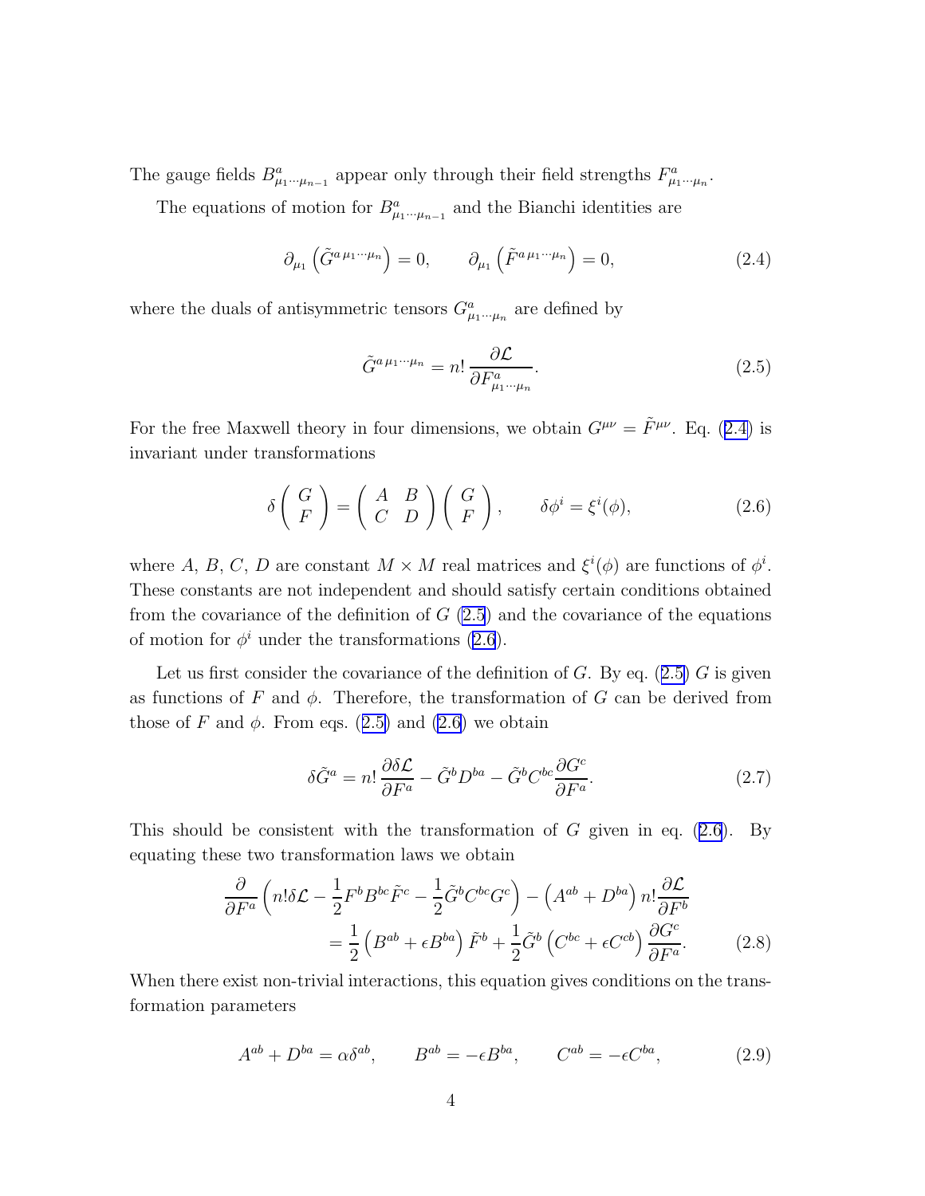The gauge fields $B^a_{\mu_1\cdots\mu_{n-1}}$ appear only through their field strengths $F^a_{\mu_1\cdots\mu_n}$.

The equations of motion for $B^a_{\mu_1\cdots\mu_{n-1}}$ and the Bianchi identities are

$$\partial_{\mu_1}\left(\tilde{G}^{a\,\mu_1\cdots\mu_n}\right) = 0, \qquad \partial_{\mu_1}\left(\tilde{F}^{a\,\mu_1\cdots\mu_n}\right) = 0, \tag{2.4}$$

where the duals of antisymmetric tensors $G^a_{\mu_1\cdots\mu_n}$ are defined by

$$\tilde{G}^{a\,\mu_1\cdots\mu_n} = n!\,\frac{\partial\mathcal{L}}{\partial F^a_{\mu_1\cdots\mu_n}}. \tag{2.5}$$

For the free Maxwell theory in four dimensions, we obtain $G^{\mu\nu} = \tilde{F}^{\mu\nu}$. Eq. (2.4) is invariant under transformations

$$\delta\begin{pmatrix} G \\ F \end{pmatrix} = \begin{pmatrix} A & B \\ C & D \end{pmatrix}\begin{pmatrix} G \\ F \end{pmatrix}, \qquad \delta\phi^i = \xi^i(\phi), \tag{2.6}$$

where $A$, $B$, $C$, $D$ are constant $M\times M$ real matrices and $\xi^i(\phi)$ are functions of $\phi^i$. These constants are not independent and should satisfy certain conditions obtained from the covariance of the definition of $G$ (2.5) and the covariance of the equations of motion for $\phi^i$ under the transformations (2.6).

Let us first consider the covariance of the definition of $G$. By eq. (2.5) $G$ is given as functions of $F$ and $\phi$. Therefore, the transformation of $G$ can be derived from those of $F$ and $\phi$. From eqs. (2.5) and (2.6) we obtain

$$\delta\tilde{G}^a = n!\,\frac{\partial\delta\mathcal{L}}{\partial F^a} - \tilde{G}^b D^{ba} - \tilde{G}^b C^{bc}\frac{\partial G^c}{\partial F^a}. \tag{2.7}$$

This should be consistent with the transformation of $G$ given in eq. (2.6). By equating these two transformation laws we obtain

$$\begin{aligned}\frac{\partial}{\partial F^a}\left(n!\delta\mathcal{L} - \frac{1}{2}F^b B^{bc}\tilde{F}^c - \frac{1}{2}\tilde{G}^b C^{bc} G^c\right) - \left(A^{ab} + D^{ba}\right) n!\frac{\partial\mathcal{L}}{\partial F^b} \\ = \frac{1}{2}\left(B^{ab} + \epsilon B^{ba}\right)\tilde{F}^b + \frac{1}{2}\tilde{G}^b\left(C^{bc} + \epsilon C^{cb}\right)\frac{\partial G^c}{\partial F^a}.\end{aligned} \tag{2.8}$$

When there exist non-trivial interactions, this equation gives conditions on the transformation parameters

$$A^{ab} + D^{ba} = \alpha\delta^{ab}, \qquad B^{ab} = -\epsilon B^{ba}, \qquad C^{ab} = -\epsilon C^{ba}, \tag{2.9}$$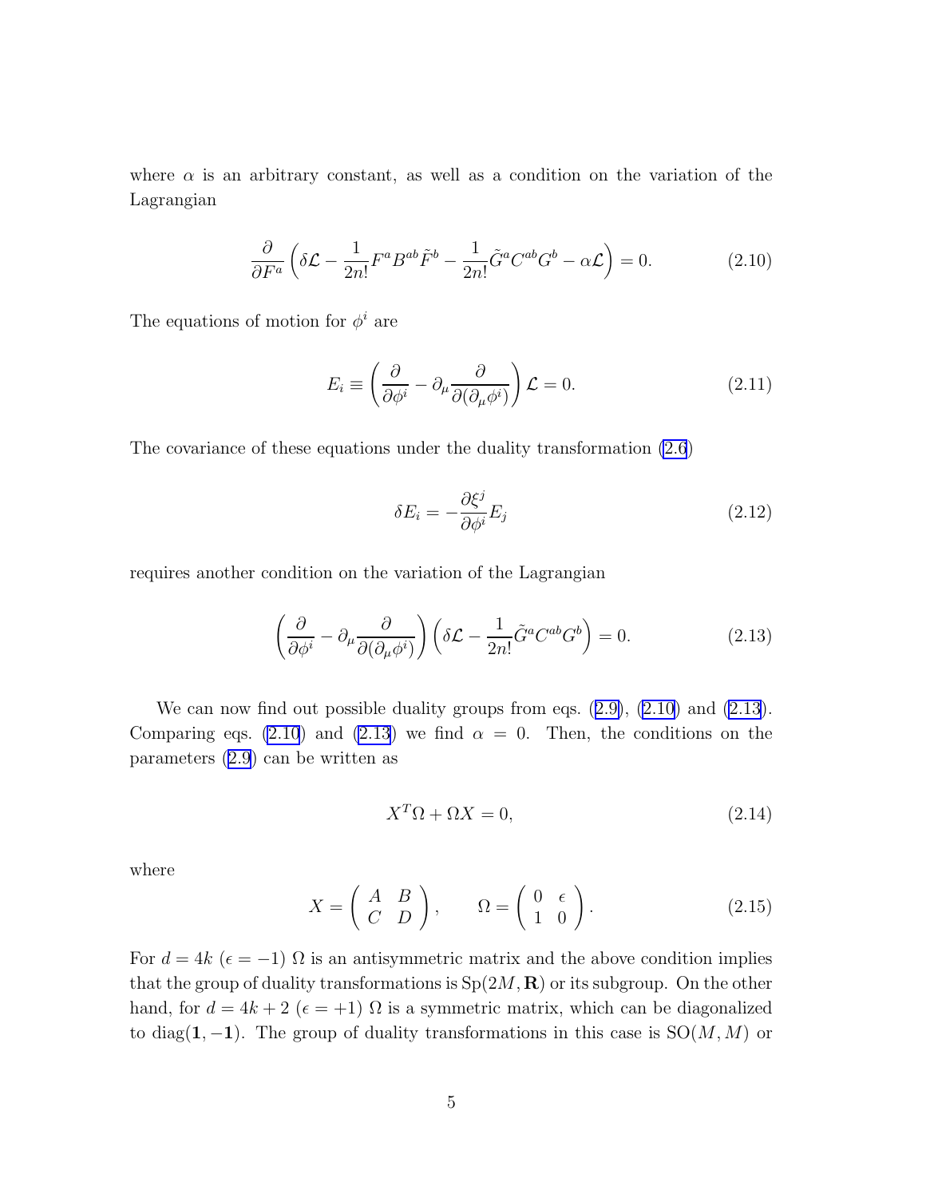where $\alpha$ is an arbitrary constant, as well as a condition on the variation of the Lagrangian

$$\frac{\partial}{\partial F^a}\left(\delta\mathcal{L} - \frac{1}{2n!}F^a B^{ab}\tilde{F}^b - \frac{1}{2n!}\tilde{G}^a C^{ab} G^b - \alpha\mathcal{L}\right) = 0. \tag{2.10}$$

The equations of motion for $\phi^i$ are

$$E_i \equiv \left(\frac{\partial}{\partial\phi^i} - \partial_\mu \frac{\partial}{\partial(\partial_\mu\phi^i)}\right)\mathcal{L} = 0. \tag{2.11}$$

The covariance of these equations under the duality transformation (2.6)

$$\delta E_i = -\frac{\partial\xi^j}{\partial\phi^i}E_j \tag{2.12}$$

requires another condition on the variation of the Lagrangian

$$\left(\frac{\partial}{\partial\phi^i} - \partial_\mu \frac{\partial}{\partial(\partial_\mu\phi^i)}\right)\left(\delta\mathcal{L} - \frac{1}{2n!}\tilde{G}^a C^{ab} G^b\right) = 0. \tag{2.13}$$

We can now find out possible duality groups from eqs. (2.9), (2.10) and (2.13). Comparing eqs. (2.10) and (2.13) we find $\alpha = 0$. Then, the conditions on the parameters (2.9) can be written as

$$X^T\Omega + \Omega X = 0, \tag{2.14}$$

where

$$X = \begin{pmatrix} A & B \\ C & D \end{pmatrix}, \qquad \Omega = \begin{pmatrix} 0 & \epsilon \\ 1 & 0 \end{pmatrix}. \tag{2.15}$$

For $d = 4k$ ($\epsilon = -1$) $\Omega$ is an antisymmetric matrix and the above condition implies that the group of duality transformations is $\mathrm{Sp}(2M, \mathbf{R})$ or its subgroup. On the other hand, for $d = 4k + 2$ ($\epsilon = +1$) $\Omega$ is a symmetric matrix, which can be diagonalized to $\mathrm{diag}(\mathbf{1}, -\mathbf{1})$. The group of duality transformations in this case is $\mathrm{SO}(M, M)$ or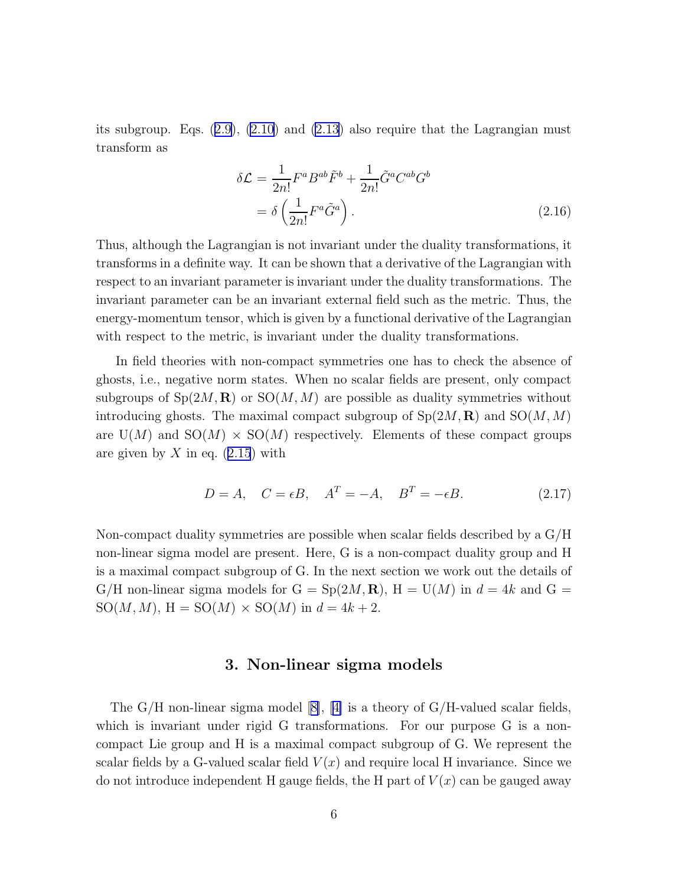its subgroup. Eqs. (2.9), (2.10) and (2.13) also require that the Lagrangian must transform as

$$
\begin{aligned}
\delta \mathcal{L} &= \frac{1}{2n!} F^a B^{ab} \tilde{F}^b + \frac{1}{2n!} \tilde{G}^a C^{ab} G^b \\
&= \delta \left( \frac{1}{2n!} F^a \tilde{G}^a \right).
\end{aligned} \tag{2.16}
$$

Thus, although the Lagrangian is not invariant under the duality transformations, it transforms in a definite way. It can be shown that a derivative of the Lagrangian with respect to an invariant parameter is invariant under the duality transformations. The invariant parameter can be an invariant external field such as the metric. Thus, the energy-momentum tensor, which is given by a functional derivative of the Lagrangian with respect to the metric, is invariant under the duality transformations.

In field theories with non-compact symmetries one has to check the absence of ghosts, i.e., negative norm states. When no scalar fields are present, only compact subgroups of $\mathrm{Sp}(2M, \mathbf{R})$ or $\mathrm{SO}(M, M)$ are possible as duality symmetries without introducing ghosts. The maximal compact subgroup of $\mathrm{Sp}(2M, \mathbf{R})$ and $\mathrm{SO}(M, M)$ are $\mathrm{U}(M)$ and $\mathrm{SO}(M) \times \mathrm{SO}(M)$ respectively. Elements of these compact groups are given by $X$ in eq. (2.15) with

$$
D = A, \quad C = \epsilon B, \quad A^T = -A, \quad B^T = -\epsilon B. \tag{2.17}
$$

Non-compact duality symmetries are possible when scalar fields described by a G/H non-linear sigma model are present. Here, G is a non-compact duality group and H is a maximal compact subgroup of G. In the next section we work out the details of G/H non-linear sigma models for G = $\mathrm{Sp}(2M, \mathbf{R})$, H = $\mathrm{U}(M)$ in $d = 4k$ and G = $\mathrm{SO}(M, M)$, H = $\mathrm{SO}(M) \times \mathrm{SO}(M)$ in $d = 4k + 2$.

## 3. Non-linear sigma models

The G/H non-linear sigma model [8], [4] is a theory of G/H-valued scalar fields, which is invariant under rigid G transformations. For our purpose G is a non-compact Lie group and H is a maximal compact subgroup of G. We represent the scalar fields by a G-valued scalar field $V(x)$ and require local H invariance. Since we do not introduce independent H gauge fields, the H part of $V(x)$ can be gauged away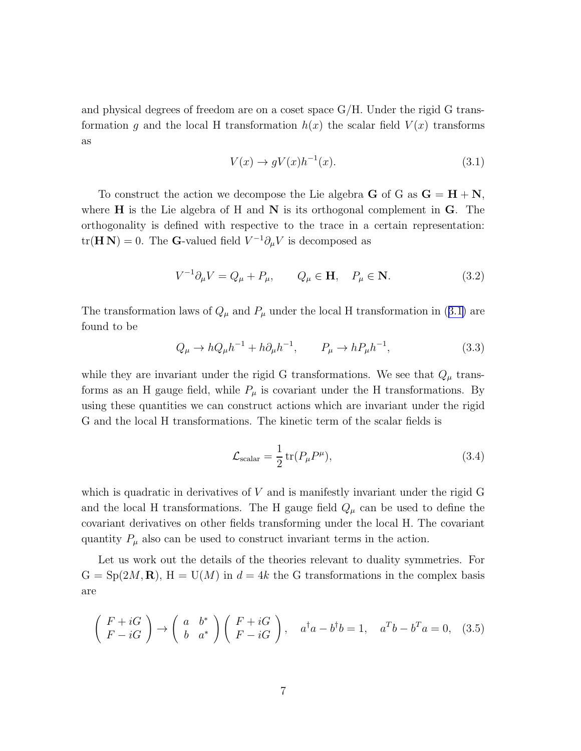and physical degrees of freedom are on a coset space G/H. Under the rigid G transformation $g$ and the local H transformation $h(x)$ the scalar field $V(x)$ transforms as

$$V(x) \to gV(x)h^{-1}(x). \tag{3.1}$$

To construct the action we decompose the Lie algebra $\mathbf{G}$ of G as $\mathbf{G} = \mathbf{H} + \mathbf{N}$, where $\mathbf{H}$ is the Lie algebra of H and $\mathbf{N}$ is its orthogonal complement in $\mathbf{G}$. The orthogonality is defined with respective to the trace in a certain representation: $\mathrm{tr}(\mathbf{H}\,\mathbf{N}) = 0$. The $\mathbf{G}$-valued field $V^{-1}\partial_\mu V$ is decomposed as

$$V^{-1}\partial_\mu V = Q_\mu + P_\mu, \qquad Q_\mu \in \mathbf{H}, \quad P_\mu \in \mathbf{N}. \tag{3.2}$$

The transformation laws of $Q_\mu$ and $P_\mu$ under the local H transformation in (3.1) are found to be

$$Q_\mu \to hQ_\mu h^{-1} + h\partial_\mu h^{-1}, \qquad P_\mu \to hP_\mu h^{-1}, \tag{3.3}$$

while they are invariant under the rigid G transformations. We see that $Q_\mu$ transforms as an H gauge field, while $P_\mu$ is covariant under the H transformations. By using these quantities we can construct actions which are invariant under the rigid G and the local H transformations. The kinetic term of the scalar fields is

$$\mathcal{L}_{\mathrm{scalar}} = \frac{1}{2}\,\mathrm{tr}(P_\mu P^\mu), \tag{3.4}$$

which is quadratic in derivatives of $V$ and is manifestly invariant under the rigid G and the local H transformations. The H gauge field $Q_\mu$ can be used to define the covariant derivatives on other fields transforming under the local H. The covariant quantity $P_\mu$ also can be used to construct invariant terms in the action.

Let us work out the details of the theories relevant to duality symmetries. For $\mathrm{G} = \mathrm{Sp}(2M, \mathbf{R})$, $\mathrm{H} = \mathrm{U}(M)$ in $d = 4k$ the G transformations in the complex basis are

$$\begin{pmatrix} F + iG \\ F - iG \end{pmatrix} \to \begin{pmatrix} a & b^* \\ b & a^* \end{pmatrix} \begin{pmatrix} F + iG \\ F - iG \end{pmatrix}, \quad a^\dagger a - b^\dagger b = 1, \quad a^T b - b^T a = 0, \tag{3.5}$$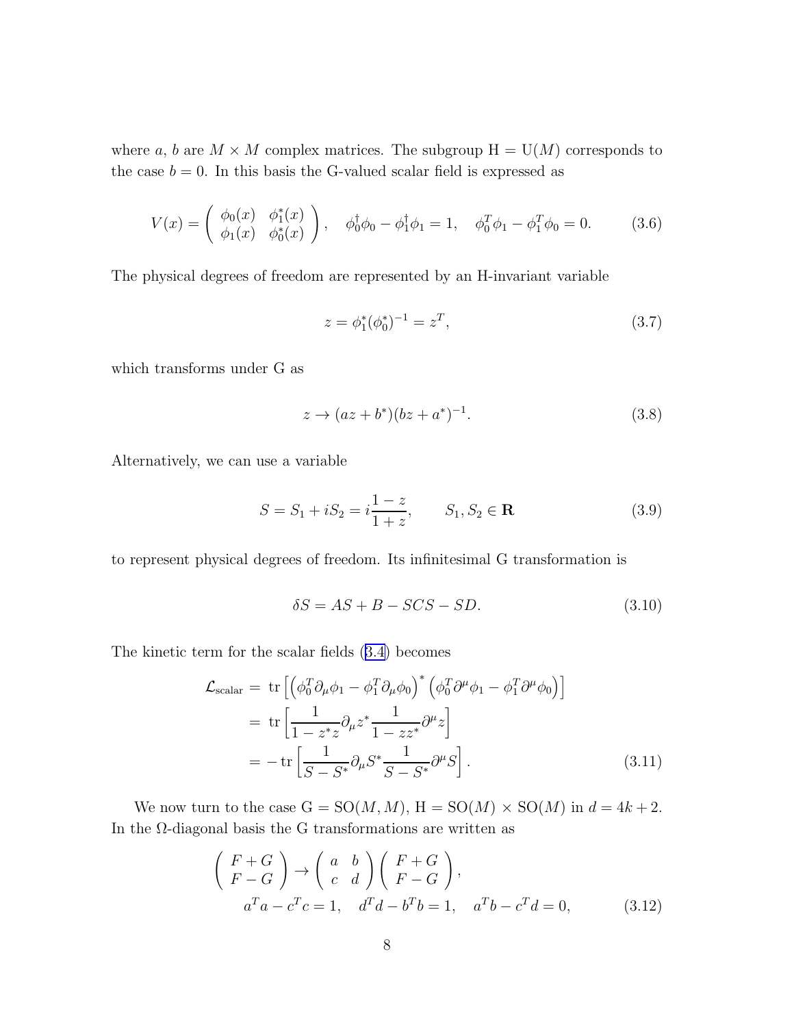where $a$, $b$ are $M \times M$ complex matrices. The subgroup $\mathrm{H} = \mathrm{U}(M)$ corresponds to the case $b = 0$. In this basis the G-valued scalar field is expressed as

$$V(x) = \left( \begin{array}{cc} \phi_0(x) & \phi_1^*(x) \\ \phi_1(x) & \phi_0^*(x) \end{array} \right), \quad \phi_0^\dagger \phi_0 - \phi_1^\dagger \phi_1 = 1, \quad \phi_0^T \phi_1 - \phi_1^T \phi_0 = 0. \tag{3.6}$$

The physical degrees of freedom are represented by an H-invariant variable

$$z = \phi_1^* (\phi_0^*)^{-1} = z^T, \tag{3.7}$$

which transforms under G as

$$z \to (az + b^*)(bz + a^*)^{-1}. \tag{3.8}$$

Alternatively, we can use a variable

$$S = S_1 + iS_2 = i\frac{1-z}{1+z}, \qquad S_1, S_2 \in \mathbf{R} \tag{3.9}$$

to represent physical degrees of freedom. Its infinitesimal G transformation is

$$\delta S = AS + B - SCS - SD. \tag{3.10}$$

The kinetic term for the scalar fields (3.4) becomes

$$\begin{aligned}
\mathcal{L}_{\mathrm{scalar}} &= \mathrm{tr}\left[ \left( \phi_0^T \partial_\mu \phi_1 - \phi_1^T \partial_\mu \phi_0 \right)^* \left( \phi_0^T \partial^\mu \phi_1 - \phi_1^T \partial^\mu \phi_0 \right) \right] \\
&= \mathrm{tr}\left[ \frac{1}{1 - z^* z} \partial_\mu z^* \frac{1}{1 - z z^*} \partial^\mu z \right] \\
&= -\,\mathrm{tr}\left[ \frac{1}{S - S^*} \partial_\mu S^* \frac{1}{S - S^*} \partial^\mu S \right].
\end{aligned} \tag{3.11}$$

We now turn to the case $\mathrm{G} = \mathrm{SO}(M, M)$, $\mathrm{H} = \mathrm{SO}(M) \times \mathrm{SO}(M)$ in $d = 4k + 2$. In the $\Omega$-diagonal basis the G transformations are written as

$$\begin{gathered}
\left( \begin{array}{c} F + G \\ F - G \end{array} \right) \to \left( \begin{array}{cc} a & b \\ c & d \end{array} \right) \left( \begin{array}{c} F + G \\ F - G \end{array} \right), \\
a^T a - c^T c = 1, \quad d^T d - b^T b = 1, \quad a^T b - c^T d = 0,
\end{gathered} \tag{3.12}$$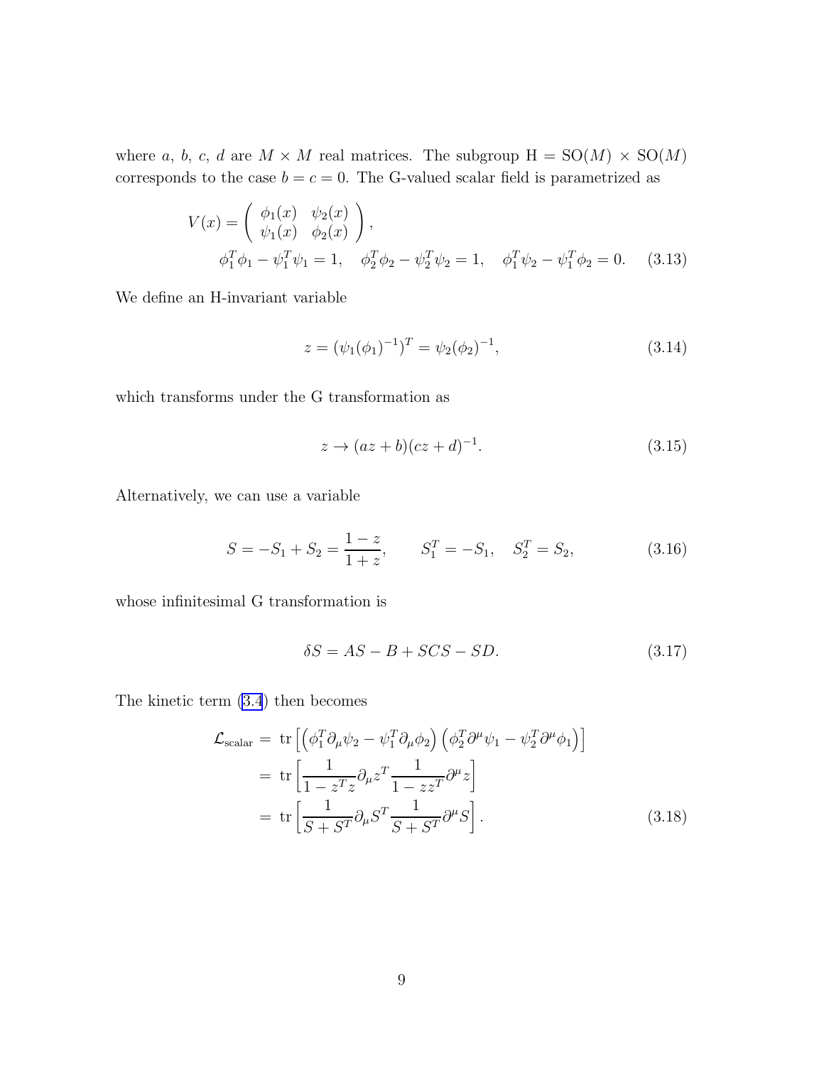where $a$, $b$, $c$, $d$ are $M \times M$ real matrices. The subgroup $\mathrm{H} = \mathrm{SO}(M) \times \mathrm{SO}(M)$ corresponds to the case $b = c = 0$. The G-valued scalar field is parametrized as

$$
\begin{aligned}
V(x) &= \begin{pmatrix} \phi_1(x) & \psi_2(x) \\ \psi_1(x) & \phi_2(x) \end{pmatrix}, \\
\phi_1^T \phi_1 - \psi_1^T \psi_1 &= 1, \quad \phi_2^T \phi_2 - \psi_2^T \psi_2 = 1, \quad \phi_1^T \psi_2 - \psi_1^T \phi_2 = 0. \qquad (3.13)
\end{aligned}
$$

We define an H-invariant variable

$$
z = (\psi_1 (\phi_1)^{-1})^T = \psi_2 (\phi_2)^{-1}, \tag{3.14}
$$

which transforms under the G transformation as

$$
z \to (az + b)(cz + d)^{-1}. \tag{3.15}
$$

Alternatively, we can use a variable

$$
S = -S_1 + S_2 = \frac{1 - z}{1 + z}, \qquad S_1^T = -S_1, \quad S_2^T = S_2, \tag{3.16}
$$

whose infinitesimal G transformation is

$$
\delta S = AS - B + SCS - SD. \tag{3.17}
$$

The kinetic term (3.4) then becomes

$$
\begin{aligned}
\mathcal{L}_{\mathrm{scalar}} &= \mathrm{tr}\left[ \left( \phi_1^T \partial_\mu \psi_2 - \psi_1^T \partial_\mu \phi_2 \right) \left( \phi_2^T \partial^\mu \psi_1 - \psi_2^T \partial^\mu \phi_1 \right) \right] \\
&= \mathrm{tr}\left[ \frac{1}{1 - z^T z} \partial_\mu z^T \frac{1}{1 - z z^T} \partial^\mu z \right] \\
&= \mathrm{tr}\left[ \frac{1}{S + S^T} \partial_\mu S^T \frac{1}{S + S^T} \partial^\mu S \right]. \qquad (3.18)
\end{aligned}
$$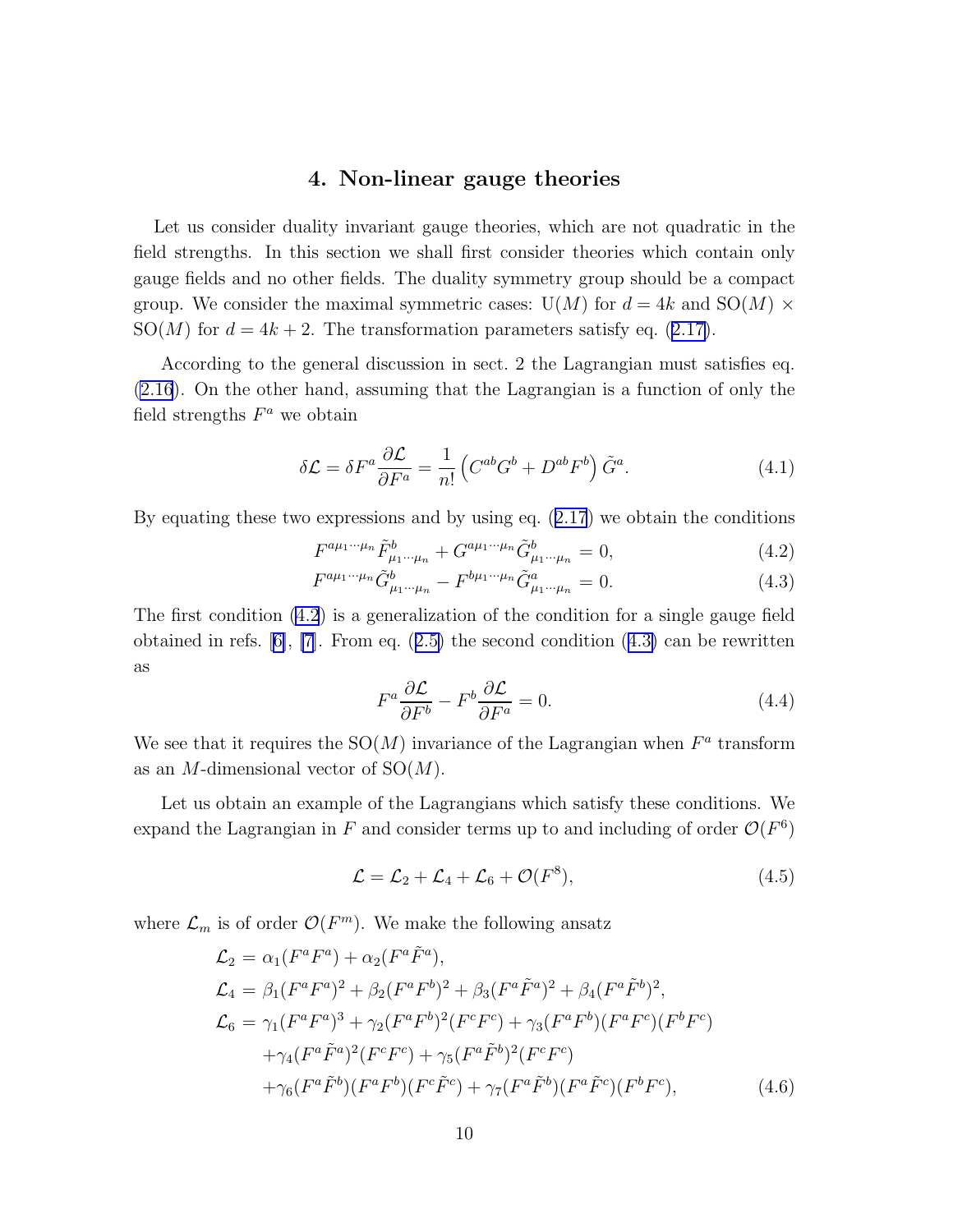## 4. Non-linear gauge theories

Let us consider duality invariant gauge theories, which are not quadratic in the field strengths. In this section we shall first consider theories which contain only gauge fields and no other fields. The duality symmetry group should be a compact group. We consider the maximal symmetric cases: U($M$) for $d = 4k$ and SO($M$) $\times$ SO($M$) for $d = 4k + 2$. The transformation parameters satisfy eq. (2.17).

According to the general discussion in sect. 2 the Lagrangian must satisfies eq. (2.16). On the other hand, assuming that the Lagrangian is a function of only the field strengths $F^a$ we obtain

$$\delta\mathcal{L} = \delta F^a \frac{\partial \mathcal{L}}{\partial F^a} = \frac{1}{n!}\left(C^{ab}G^b + D^{ab}F^b\right)\tilde{G}^a. \tag{4.1}$$

By equating these two expressions and by using eq. (2.17) we obtain the conditions

$$F^{a\mu_1\cdots\mu_n}\tilde{F}^b_{\mu_1\cdots\mu_n} + G^{a\mu_1\cdots\mu_n}\tilde{G}^b_{\mu_1\cdots\mu_n} = 0, \tag{4.2}$$

$$F^{a\mu_1\cdots\mu_n}\tilde{G}^b_{\mu_1\cdots\mu_n} - F^{b\mu_1\cdots\mu_n}\tilde{G}^a_{\mu_1\cdots\mu_n} = 0. \tag{4.3}$$

The first condition (4.2) is a generalization of the condition for a single gauge field obtained in refs. [6], [7]. From eq. (2.5) the second condition (4.3) can be rewritten as

$$F^a\frac{\partial \mathcal{L}}{\partial F^b} - F^b\frac{\partial \mathcal{L}}{\partial F^a} = 0. \tag{4.4}$$

We see that it requires the SO($M$) invariance of the Lagrangian when $F^a$ transform as an $M$-dimensional vector of SO($M$).

Let us obtain an example of the Lagrangians which satisfy these conditions. We expand the Lagrangian in $F$ and consider terms up to and including of order $\mathcal{O}(F^6)$

$$\mathcal{L} = \mathcal{L}_2 + \mathcal{L}_4 + \mathcal{L}_6 + \mathcal{O}(F^8), \tag{4.5}$$

where $\mathcal{L}_m$ is of order $\mathcal{O}(F^m)$. We make the following ansatz

$$\begin{aligned}
\mathcal{L}_2 &= \alpha_1(F^aF^a) + \alpha_2(F^a\tilde{F}^a),\\
\mathcal{L}_4 &= \beta_1(F^aF^a)^2 + \beta_2(F^aF^b)^2 + \beta_3(F^a\tilde{F}^a)^2 + \beta_4(F^a\tilde{F}^b)^2,\\
\mathcal{L}_6 &= \gamma_1(F^aF^a)^3 + \gamma_2(F^aF^b)^2(F^cF^c) + \gamma_3(F^aF^b)(F^aF^c)(F^bF^c)\\
&\quad +\gamma_4(F^a\tilde{F}^a)^2(F^cF^c) + \gamma_5(F^a\tilde{F}^b)^2(F^cF^c)\\
&\quad +\gamma_6(F^a\tilde{F}^b)(F^aF^b)(F^c\tilde{F}^c) + \gamma_7(F^a\tilde{F}^b)(F^a\tilde{F}^c)(F^bF^c),
\end{aligned} \tag{4.6}$$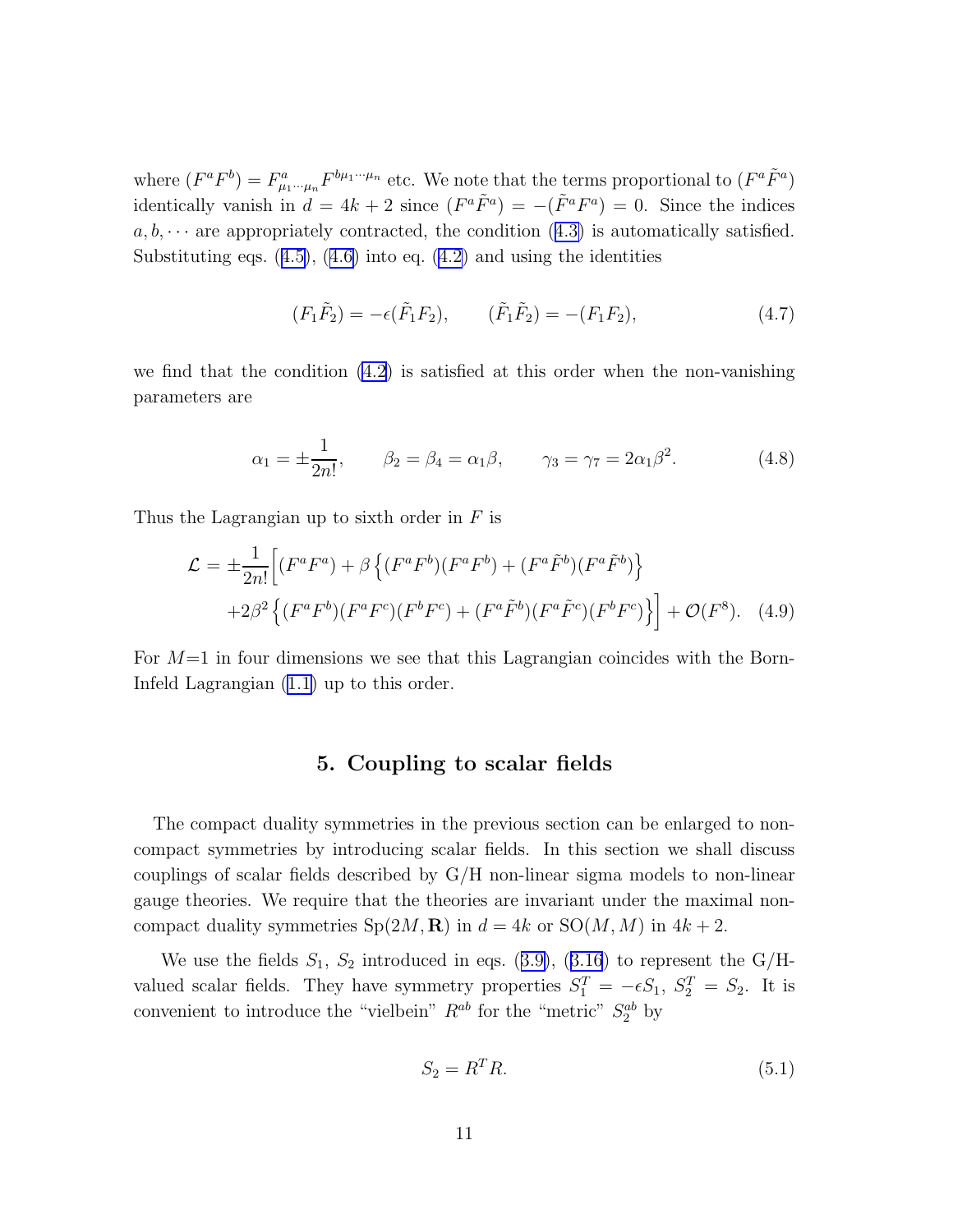where $(F^a F^b) = F^a_{\mu_1 \cdots \mu_n} F^{b\mu_1 \cdots \mu_n}$ etc. We note that the terms proportional to $(F^a \tilde{F}^a)$ identically vanish in $d = 4k+2$ since $(F^a \tilde{F}^a) = -(\tilde{F}^a F^a) = 0$. Since the indices $a, b, \cdots$ are appropriately contracted, the condition (4.3) is automatically satisfied. Substituting eqs. (4.5), (4.6) into eq. (4.2) and using the identities

$$
(F_1 \tilde{F}_2) = -\epsilon(\tilde{F}_1 F_2), \qquad (\tilde{F}_1 \tilde{F}_2) = -(F_1 F_2), \tag{4.7}
$$

we find that the condition (4.2) is satisfied at this order when the non-vanishing parameters are

$$
\alpha_1 = \pm \frac{1}{2n!}, \qquad \beta_2 = \beta_4 = \alpha_1 \beta, \qquad \gamma_3 = \gamma_7 = 2\alpha_1 \beta^2. \tag{4.8}
$$

Thus the Lagrangian up to sixth order in $F$ is

$$
\begin{aligned}
\mathcal{L} = \pm \frac{1}{2n!} \Big[ & (F^a F^a) + \beta \left\{ (F^a F^b)(F^a F^b) + (F^a \tilde{F}^b)(F^a \tilde{F}^b) \right\} \\
& + 2\beta^2 \left\{ (F^a F^b)(F^a F^c)(F^b F^c) + (F^a \tilde{F}^b)(F^a \tilde{F}^c)(F^b F^c) \right\} \Big] + \mathcal{O}(F^8). 
\end{aligned} \tag{4.9}
$$

For $M$=1 in four dimensions we see that this Lagrangian coincides with the Born-Infeld Lagrangian (1.1) up to this order.

## 5. Coupling to scalar fields

The compact duality symmetries in the previous section can be enlarged to non-compact symmetries by introducing scalar fields. In this section we shall discuss couplings of scalar fields described by G/H non-linear sigma models to non-linear gauge theories. We require that the theories are invariant under the maximal non-compact duality symmetries $\mathrm{Sp}(2M, \mathbf{R})$ in $d = 4k$ or $\mathrm{SO}(M, M)$ in $4k+2$.

We use the fields $S_1$, $S_2$ introduced in eqs. (3.9), (3.16) to represent the G/H-valued scalar fields. They have symmetry properties $S_1^T = -\epsilon S_1$, $S_2^T = S_2$. It is convenient to introduce the "vielbein" $R^{ab}$ for the "metric" $S_2^{ab}$ by

$$
S_2 = R^T R. \tag{5.1}
$$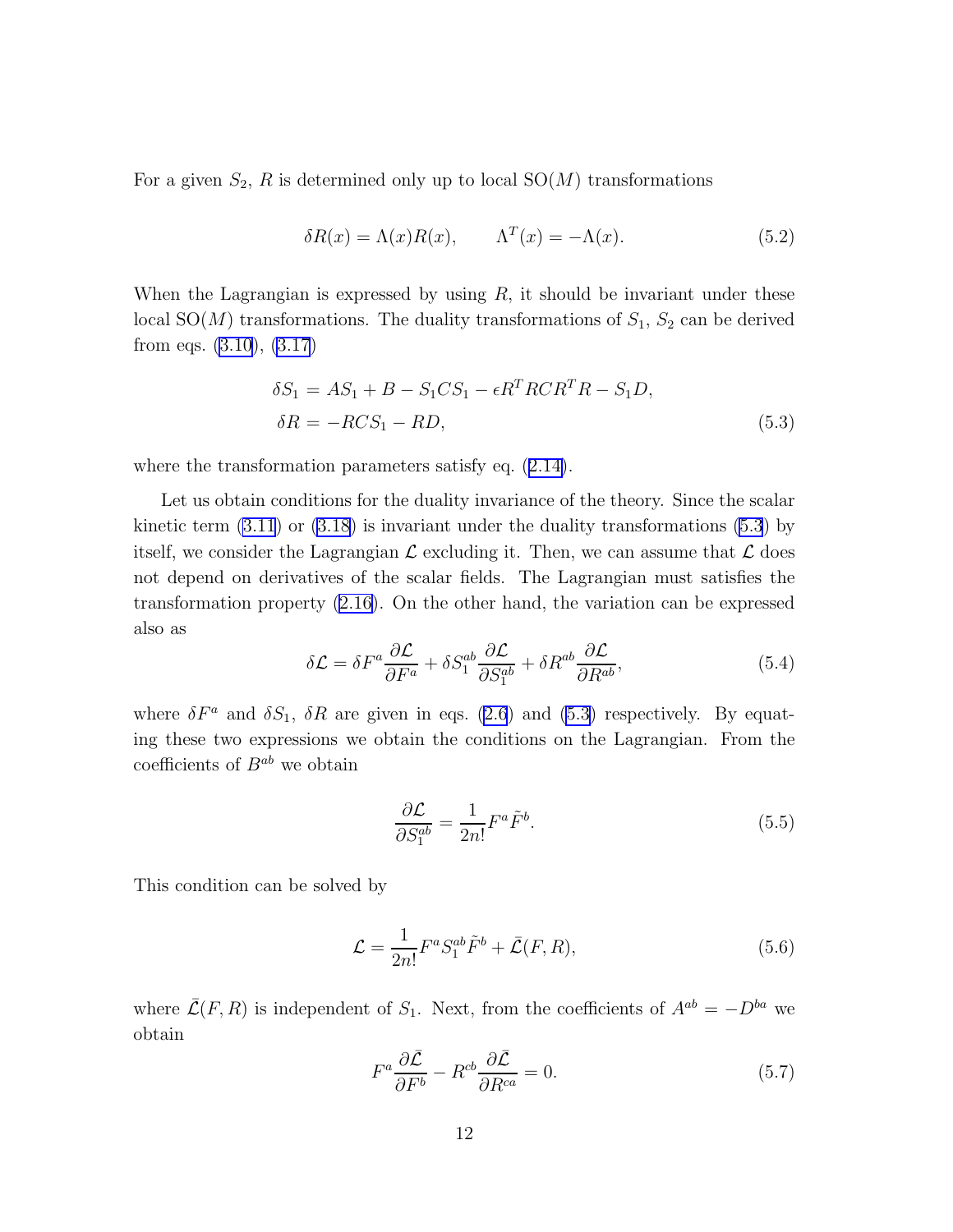For a given $S_2$, $R$ is determined only up to local SO($M$) transformations

$$\delta R(x) = \Lambda(x) R(x), \qquad \Lambda^T(x) = -\Lambda(x). \tag{5.2}$$

When the Lagrangian is expressed by using $R$, it should be invariant under these local SO($M$) transformations. The duality transformations of $S_1$, $S_2$ can be derived from eqs. (3.10), (3.17)

$$\begin{aligned}
\delta S_1 &= AS_1 + B - S_1 C S_1 - \epsilon R^T R C R^T R - S_1 D, \\
\delta R &= -RCS_1 - RD,
\end{aligned} \tag{5.3}$$

where the transformation parameters satisfy eq. (2.14).

Let us obtain conditions for the duality invariance of the theory. Since the scalar kinetic term (3.11) or (3.18) is invariant under the duality transformations (5.3) by itself, we consider the Lagrangian $\mathcal{L}$ excluding it. Then, we can assume that $\mathcal{L}$ does not depend on derivatives of the scalar fields. The Lagrangian must satisfies the transformation property (2.16). On the other hand, the variation can be expressed also as

$$\delta \mathcal{L} = \delta F^a \frac{\partial \mathcal{L}}{\partial F^a} + \delta S_1^{ab} \frac{\partial \mathcal{L}}{\partial S_1^{ab}} + \delta R^{ab} \frac{\partial \mathcal{L}}{\partial R^{ab}}, \tag{5.4}$$

where $\delta F^a$ and $\delta S_1$, $\delta R$ are given in eqs. (2.6) and (5.3) respectively. By equating these two expressions we obtain the conditions on the Lagrangian. From the coefficients of $B^{ab}$ we obtain

$$\frac{\partial \mathcal{L}}{\partial S_1^{ab}} = \frac{1}{2n!} F^a \tilde{F}^b. \tag{5.5}$$

This condition can be solved by

$$\mathcal{L} = \frac{1}{2n!} F^a S_1^{ab} \tilde{F}^b + \bar{\mathcal{L}}(F, R), \tag{5.6}$$

where $\bar{\mathcal{L}}(F, R)$ is independent of $S_1$. Next, from the coefficients of $A^{ab} = -D^{ba}$ we obtain

$$F^a \frac{\partial \bar{\mathcal{L}}}{\partial F^b} - R^{cb} \frac{\partial \bar{\mathcal{L}}}{\partial R^{ca}} = 0. \tag{5.7}$$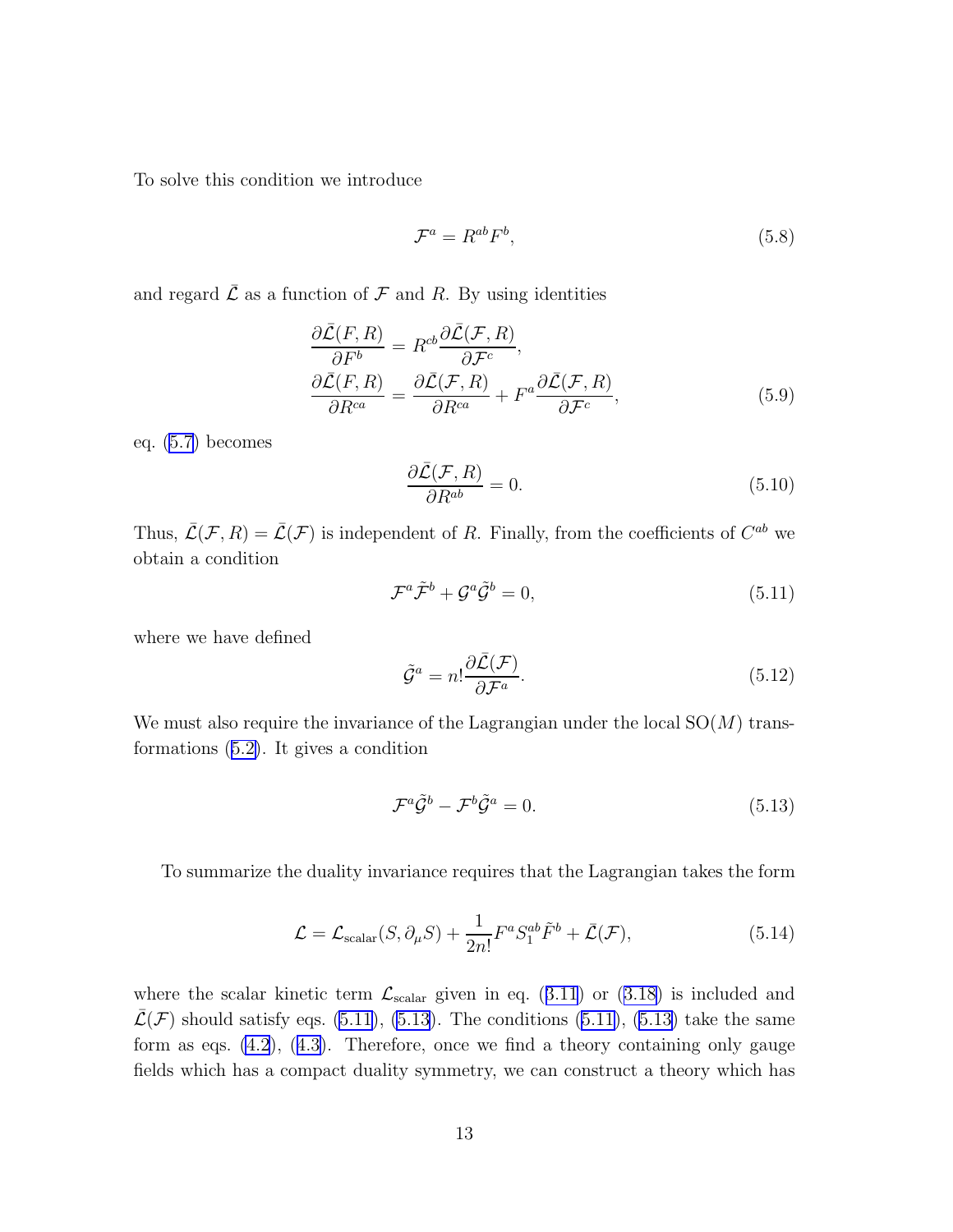To solve this condition we introduce

$$\mathcal{F}^a = R^{ab} F^b, \tag{5.8}$$

and regard $\bar{\mathcal{L}}$ as a function of $\mathcal{F}$ and $R$. By using identities

$$\begin{aligned}
\frac{\partial \bar{\mathcal{L}}(F,R)}{\partial F^b} &= R^{cb} \frac{\partial \bar{\mathcal{L}}(\mathcal{F},R)}{\partial \mathcal{F}^c}, \\
\frac{\partial \bar{\mathcal{L}}(F,R)}{\partial R^{ca}} &= \frac{\partial \bar{\mathcal{L}}(\mathcal{F},R)}{\partial R^{ca}} + F^a \frac{\partial \bar{\mathcal{L}}(\mathcal{F},R)}{\partial \mathcal{F}^c},
\end{aligned} \tag{5.9}$$

eq. (5.7) becomes

$$\frac{\partial \bar{\mathcal{L}}(\mathcal{F},R)}{\partial R^{ab}} = 0. \tag{5.10}$$

Thus, $\bar{\mathcal{L}}(\mathcal{F},R) = \bar{\mathcal{L}}(\mathcal{F})$ is independent of $R$. Finally, from the coefficients of $C^{ab}$ we obtain a condition

$$\mathcal{F}^a \tilde{\mathcal{F}}^b + \mathcal{G}^a \tilde{\mathcal{G}}^b = 0, \tag{5.11}$$

where we have defined

$$\tilde{\mathcal{G}}^a = n! \frac{\partial \bar{\mathcal{L}}(\mathcal{F})}{\partial \mathcal{F}^a}. \tag{5.12}$$

We must also require the invariance of the Lagrangian under the local $\mathrm{SO}(M)$ transformations (5.2). It gives a condition

$$\mathcal{F}^a \tilde{\mathcal{G}}^b - \mathcal{F}^b \tilde{\mathcal{G}}^a = 0. \tag{5.13}$$

To summarize the duality invariance requires that the Lagrangian takes the form

$$\mathcal{L} = \mathcal{L}_{\mathrm{scalar}}(S, \partial_\mu S) + \frac{1}{2n!} F^a S_1^{ab} \tilde{F}^b + \bar{\mathcal{L}}(\mathcal{F}), \tag{5.14}$$

where the scalar kinetic term $\mathcal{L}_{\mathrm{scalar}}$ given in eq. (3.11) or (3.18) is included and $\bar{\mathcal{L}}(\mathcal{F})$ should satisfy eqs. (5.11), (5.13). The conditions (5.11), (5.13) take the same form as eqs. (4.2), (4.3). Therefore, once we find a theory containing only gauge fields which has a compact duality symmetry, we can construct a theory which has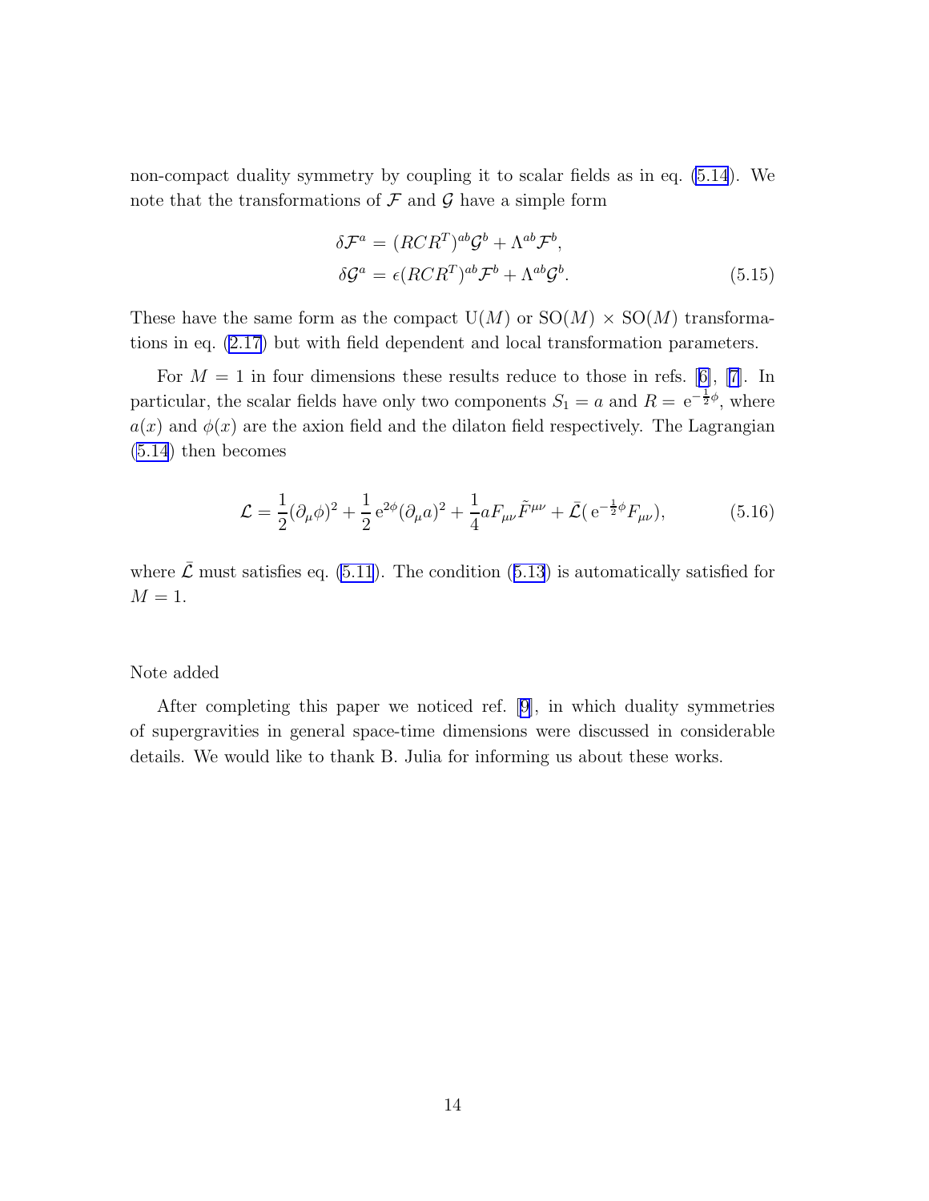non-compact duality symmetry by coupling it to scalar fields as in eq. (5.14). We note that the transformations of $\mathcal{F}$ and $\mathcal{G}$ have a simple form

$$
\begin{aligned}
\delta \mathcal{F}^a &= (RCR^T)^{ab}\mathcal{G}^b + \Lambda^{ab}\mathcal{F}^b, \\
\delta \mathcal{G}^a &= \epsilon (RCR^T)^{ab}\mathcal{F}^b + \Lambda^{ab}\mathcal{G}^b.
\end{aligned}
\tag{5.15}
$$

These have the same form as the compact $\mathrm{U}(M)$ or $\mathrm{SO}(M) \times \mathrm{SO}(M)$ transformations in eq. (2.17) but with field dependent and local transformation parameters.

For $M = 1$ in four dimensions these results reduce to those in refs. [6], [7]. In particular, the scalar fields have only two components $S_1 = a$ and $R = \mathrm{e}^{-\frac{1}{2}\phi}$, where $a(x)$ and $\phi(x)$ are the axion field and the dilaton field respectively. The Lagrangian (5.14) then becomes

$$
\mathcal{L} = \frac{1}{2}(\partial_\mu \phi)^2 + \frac{1}{2}\,\mathrm{e}^{2\phi}(\partial_\mu a)^2 + \frac{1}{4} a F_{\mu\nu}\tilde{F}^{\mu\nu} + \bar{\mathcal{L}}(\,\mathrm{e}^{-\frac{1}{2}\phi}F_{\mu\nu}),
\tag{5.16}
$$

where $\bar{\mathcal{L}}$ must satisfies eq. (5.11). The condition (5.13) is automatically satisfied for $M = 1$.

Note added

After completing this paper we noticed ref. [9], in which duality symmetries of supergravities in general space-time dimensions were discussed in considerable details. We would like to thank B. Julia for informing us about these works.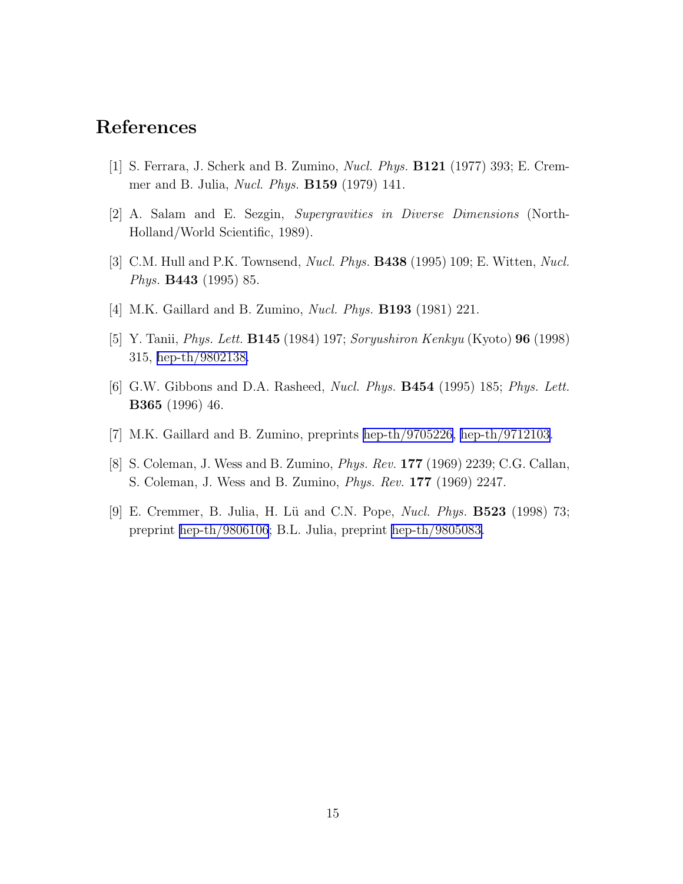# References

[1] S. Ferrara, J. Scherk and B. Zumino, *Nucl. Phys.* **B121** (1977) 393; E. Cremmer and B. Julia, *Nucl. Phys.* **B159** (1979) 141.

[2] A. Salam and E. Sezgin, *Supergravities in Diverse Dimensions* (North-Holland/World Scientific, 1989).

[3] C.M. Hull and P.K. Townsend, *Nucl. Phys.* **B438** (1995) 109; E. Witten, *Nucl. Phys.* **B443** (1995) 85.

[4] M.K. Gaillard and B. Zumino, *Nucl. Phys.* **B193** (1981) 221.

[5] Y. Tanii, *Phys. Lett.* **B145** (1984) 197; *Soryushiron Kenkyu* (Kyoto) **96** (1998) 315, hep-th/9802138.

[6] G.W. Gibbons and D.A. Rasheed, *Nucl. Phys.* **B454** (1995) 185; *Phys. Lett.* **B365** (1996) 46.

[7] M.K. Gaillard and B. Zumino, preprints hep-th/9705226, hep-th/9712103.

[8] S. Coleman, J. Wess and B. Zumino, *Phys. Rev.* **177** (1969) 2239; C.G. Callan, S. Coleman, J. Wess and B. Zumino, *Phys. Rev.* **177** (1969) 2247.

[9] E. Cremmer, B. Julia, H. Lü and C.N. Pope, *Nucl. Phys.* **B523** (1998) 73; preprint hep-th/9806106; B.L. Julia, preprint hep-th/9805083.